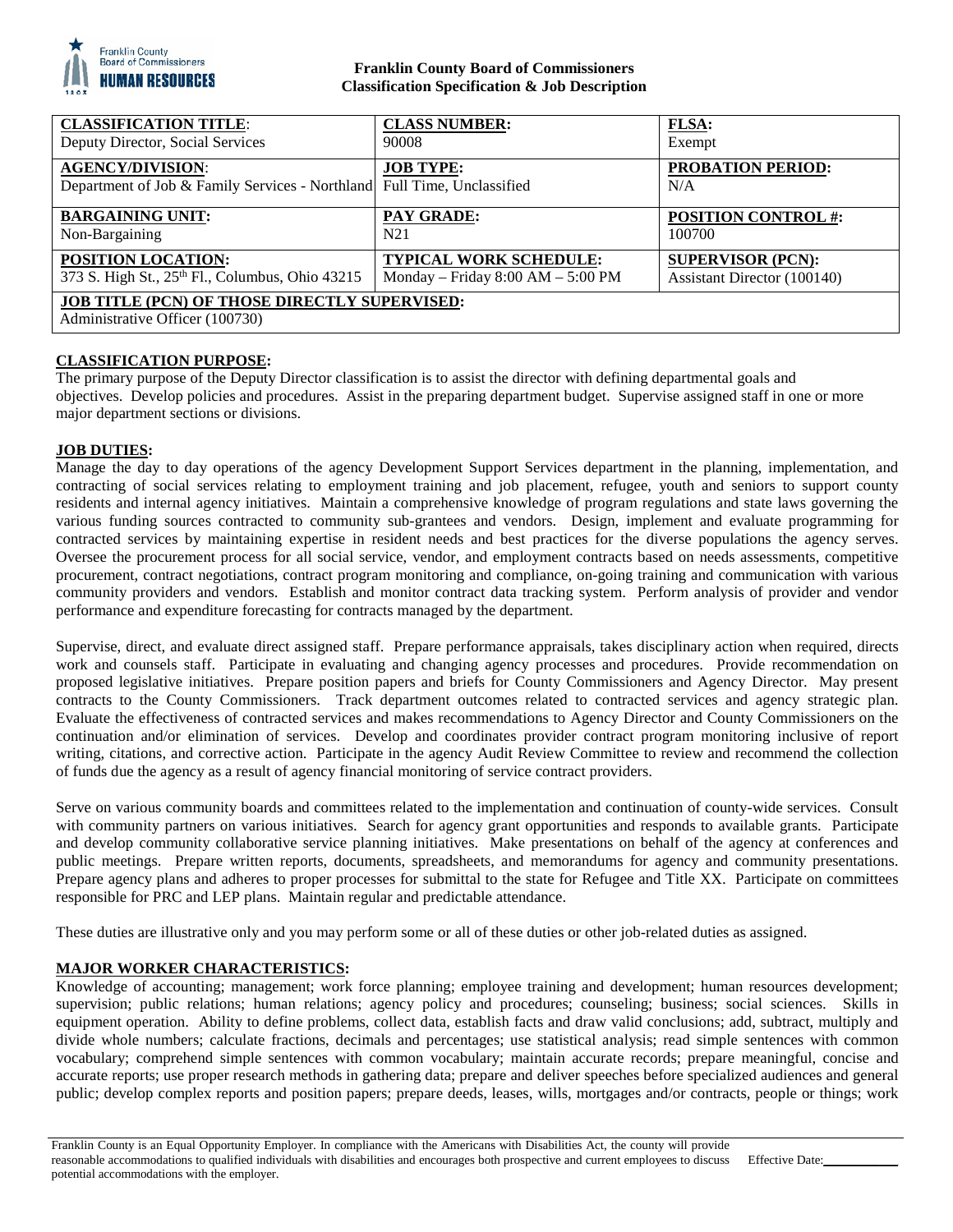**Franklin County Board of Commissioners**
**Classification Specification & Job Description**

| **CLASSIFICATION TITLE**: Deputy Director, Social Services | **CLASS NUMBER:** 90008 | **FLSA:** Exempt |
|---|---|---|
| **AGENCY/DIVISION**: Department of Job & Family Services - Northland | **JOB TYPE:** Full Time, Unclassified | **PROBATION PERIOD:** N/A |
| **BARGAINING UNIT:** Non-Bargaining | **PAY GRADE:** N21 | **POSITION CONTROL #:** 100700 |
| **POSITION LOCATION:** 373 S. High St., 25th Fl., Columbus, Ohio 43215 | **TYPICAL WORK SCHEDULE:** Monday – Friday 8:00 AM – 5:00 PM | **SUPERVISOR (PCN):** Assistant Director (100140) |
| **JOB TITLE (PCN) OF THOSE DIRECTLY SUPERVISED:** Administrative Officer (100730) | | |

## CLASSIFICATION PURPOSE:

The primary purpose of the Deputy Director classification is to assist the director with defining departmental goals and objectives. Develop policies and procedures. Assist in the preparing department budget. Supervise assigned staff in one or more major department sections or divisions.

## JOB DUTIES:

Manage the day to day operations of the agency Development Support Services department in the planning, implementation, and contracting of social services relating to employment training and job placement, refugee, youth and seniors to support county residents and internal agency initiatives. Maintain a comprehensive knowledge of program regulations and state laws governing the various funding sources contracted to community sub-grantees and vendors. Design, implement and evaluate programming for contracted services by maintaining expertise in resident needs and best practices for the diverse populations the agency serves. Oversee the procurement process for all social service, vendor, and employment contracts based on needs assessments, competitive procurement, contract negotiations, contract program monitoring and compliance, on-going training and communication with various community providers and vendors. Establish and monitor contract data tracking system. Perform analysis of provider and vendor performance and expenditure forecasting for contracts managed by the department.

Supervise, direct, and evaluate direct assigned staff. Prepare performance appraisals, takes disciplinary action when required, directs work and counsels staff. Participate in evaluating and changing agency processes and procedures. Provide recommendation on proposed legislative initiatives. Prepare position papers and briefs for County Commissioners and Agency Director. May present contracts to the County Commissioners. Track department outcomes related to contracted services and agency strategic plan. Evaluate the effectiveness of contracted services and makes recommendations to Agency Director and County Commissioners on the continuation and/or elimination of services. Develop and coordinates provider contract program monitoring inclusive of report writing, citations, and corrective action. Participate in the agency Audit Review Committee to review and recommend the collection of funds due the agency as a result of agency financial monitoring of service contract providers.

Serve on various community boards and committees related to the implementation and continuation of county-wide services. Consult with community partners on various initiatives. Search for agency grant opportunities and responds to available grants. Participate and develop community collaborative service planning initiatives. Make presentations on behalf of the agency at conferences and public meetings. Prepare written reports, documents, spreadsheets, and memorandums for agency and community presentations. Prepare agency plans and adheres to proper processes for submittal to the state for Refugee and Title XX. Participate on committees responsible for PRC and LEP plans. Maintain regular and predictable attendance.

These duties are illustrative only and you may perform some or all of these duties or other job-related duties as assigned.

## MAJOR WORKER CHARACTERISTICS:

Knowledge of accounting; management; work force planning; employee training and development; human resources development; supervision; public relations; human relations; agency policy and procedures; counseling; business; social sciences. Skills in equipment operation. Ability to define problems, collect data, establish facts and draw valid conclusions; add, subtract, multiply and divide whole numbers; calculate fractions, decimals and percentages; use statistical analysis; read simple sentences with common vocabulary; comprehend simple sentences with common vocabulary; maintain accurate records; prepare meaningful, concise and accurate reports; use proper research methods in gathering data; prepare and deliver speeches before specialized audiences and general public; develop complex reports and position papers; prepare deeds, leases, wills, mortgages and/or contracts, people or things; work

Franklin County is an Equal Opportunity Employer. In compliance with the Americans with Disabilities Act, the county will provide reasonable accommodations to qualified individuals with disabilities and encourages both prospective and current employees to discuss potential accommodations with the employer.

Effective Date: ____________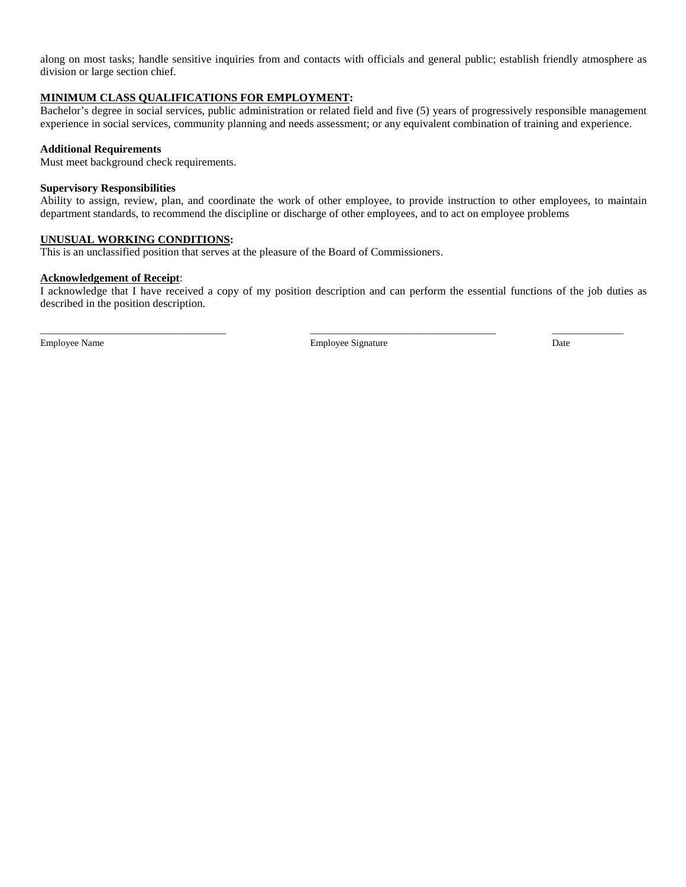along on most tasks; handle sensitive inquiries from and contacts with officials and general public; establish friendly atmosphere as division or large section chief.

**MINIMUM CLASS QUALIFICATIONS FOR EMPLOYMENT:**
Bachelor's degree in social services, public administration or related field and five (5) years of progressively responsible management experience in social services, community planning and needs assessment; or any equivalent combination of training and experience.

**Additional Requirements**
Must meet background check requirements.

**Supervisory Responsibilities**
Ability to assign, review, plan, and coordinate the work of other employee, to provide instruction to other employees, to maintain department standards, to recommend the discipline or discharge of other employees, and to act on employee problems

**UNUSUAL WORKING CONDITIONS:**
This is an unclassified position that serves at the pleasure of the Board of Commissioners.

**Acknowledgement of Receipt**:
I acknowledge that I have received a copy of my position description and can perform the essential functions of the job duties as described in the position description.

| | | |
|---|---|---|
| ____________________________________ | ____________________________________ | ______________ |
| Employee Name | Employee Signature | Date |